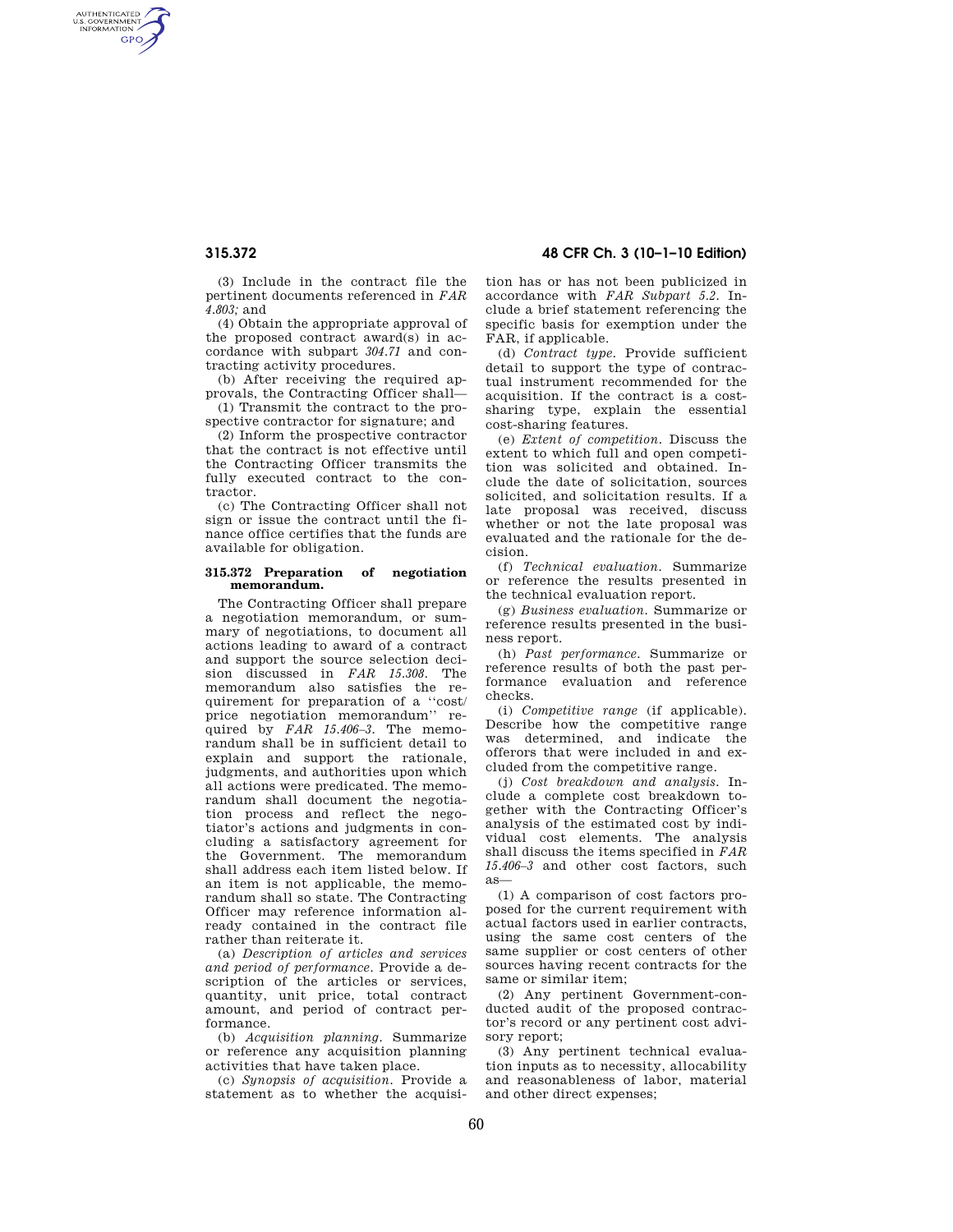(3) Include in the contract file the pertinent documents referenced in *FAR 4.803;* and

(4) Obtain the appropriate approval of the proposed contract award(s) in accordance with subpart *304.71* and contracting activity procedures.

(b) After receiving the required approvals, the Contracting Officer shall—

(1) Transmit the contract to the prospective contractor for signature; and

(2) Inform the prospective contractor that the contract is not effective until the Contracting Officer transmits the fully executed contract to the contractor.

(c) The Contracting Officer shall not sign or issue the contract until the finance office certifies that the funds are available for obligation.

### 315.372 Preparation of negotiation memorandum.

The Contracting Officer shall prepare a negotiation memorandum, or summary of negotiations, to document all actions leading to award of a contract and support the source selection decision discussed in *FAR 15.308*. The memorandum also satisfies the requirement for preparation of a ''cost/price negotiation memorandum'' required by *FAR 15.406–3*. The memorandum shall be in sufficient detail to explain and support the rationale, judgments, and authorities upon which all actions were predicated. The memorandum shall document the negotiation process and reflect the negotiator's actions and judgments in concluding a satisfactory agreement for the Government. The memorandum shall address each item listed below. If an item is not applicable, the memorandum shall so state. The Contracting Officer may reference information already contained in the contract file rather than reiterate it.

(a) *Description of articles and services and period of performance.* Provide a description of the articles or services, quantity, unit price, total contract amount, and period of contract performance.

(b) *Acquisition planning.* Summarize or reference any acquisition planning activities that have taken place.

(c) *Synopsis of acquisition.* Provide a statement as to whether the acquisition has or has not been publicized in accordance with *FAR Subpart 5.2*. Include a brief statement referencing the specific basis for exemption under the FAR, if applicable.

(d) *Contract type.* Provide sufficient detail to support the type of contractual instrument recommended for the acquisition. If the contract is a cost-sharing type, explain the essential cost-sharing features.

(e) *Extent of competition.* Discuss the extent to which full and open competition was solicited and obtained. Include the date of solicitation, sources solicited, and solicitation results. If a late proposal was received, discuss whether or not the late proposal was evaluated and the rationale for the decision.

(f) *Technical evaluation.* Summarize or reference the results presented in the technical evaluation report.

(g) *Business evaluation.* Summarize or reference results presented in the business report.

(h) *Past performance.* Summarize or reference results of both the past performance evaluation and reference checks.

(i) *Competitive range* (if applicable). Describe how the competitive range was determined, and indicate the offerors that were included in and excluded from the competitive range.

(j) *Cost breakdown and analysis.* Include a complete cost breakdown together with the Contracting Officer's analysis of the estimated cost by individual cost elements. The analysis shall discuss the items specified in *FAR 15.406–3* and other cost factors, such as—

(1) A comparison of cost factors proposed for the current requirement with actual factors used in earlier contracts, using the same cost centers of the same supplier or cost centers of other sources having recent contracts for the same or similar item;

(2) Any pertinent Government-conducted audit of the proposed contractor's record or any pertinent cost advisory report;

(3) Any pertinent technical evaluation inputs as to necessity, allocability and reasonableness of labor, material and other direct expenses;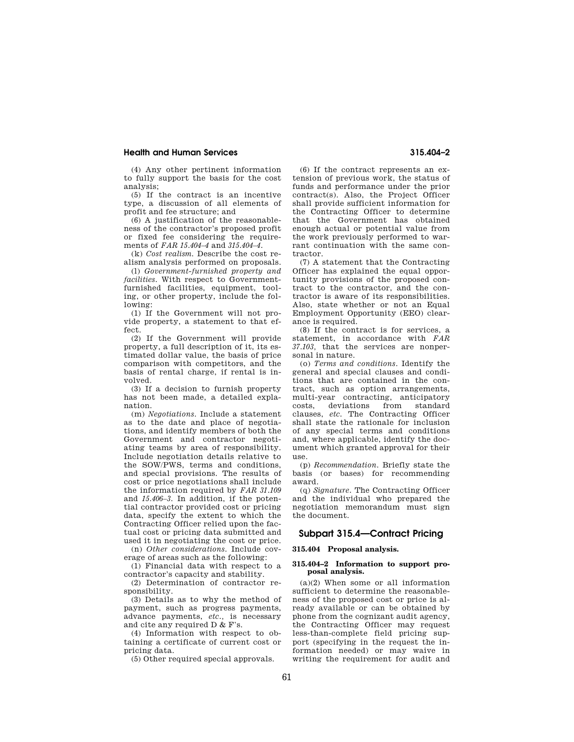(4) Any other pertinent information to fully support the basis for the cost analysis;

(5) If the contract is an incentive type, a discussion of all elements of profit and fee structure; and

(6) A justification of the reasonableness of the contractor's proposed profit or fixed fee considering the requirements of *FAR 15.404–4* and *315.404–4*.

(k) *Cost realism.* Describe the cost realism analysis performed on proposals.

(l) *Government-furnished property and facilities.* With respect to Government-furnished facilities, equipment, tooling, or other property, include the following:

(1) If the Government will not provide property, a statement to that effect.

(2) If the Government will provide property, a full description of it, its estimated dollar value, the basis of price comparison with competitors, and the basis of rental charge, if rental is involved.

(3) If a decision to furnish property has not been made, a detailed explanation.

(m) *Negotiations.* Include a statement as to the date and place of negotiations, and identify members of both the Government and contractor negotiating teams by area of responsibility. Include negotiation details relative to the SOW/PWS, terms and conditions, and special provisions. The results of cost or price negotiations shall include the information required by *FAR 31.109* and *15.406–3*. In addition, if the potential contractor provided cost or pricing data, specify the extent to which the Contracting Officer relied upon the factual cost or pricing data submitted and used it in negotiating the cost or price.

(n) *Other considerations.* Include coverage of areas such as the following:

(1) Financial data with respect to a contractor's capacity and stability.

(2) Determination of contractor responsibility.

(3) Details as to why the method of payment, such as progress payments, advance payments, *etc.*, is necessary and cite any required D & F's.

(4) Information with respect to obtaining a certificate of current cost or pricing data.

(5) Other required special approvals.

(6) If the contract represents an extension of previous work, the status of funds and performance under the prior contract(s). Also, the Project Officer shall provide sufficient information for the Contracting Officer to determine that the Government has obtained enough actual or potential value from the work previously performed to warrant continuation with the same contractor.

(7) A statement that the Contracting Officer has explained the equal opportunity provisions of the proposed contract to the contractor, and the contractor is aware of its responsibilities. Also, state whether or not an Equal Employment Opportunity (EEO) clearance is required.

(8) If the contract is for services, a statement, in accordance with *FAR 37.103*, that the services are nonpersonal in nature.

(o) *Terms and conditions.* Identify the general and special clauses and conditions that are contained in the contract, such as option arrangements, multi-year contracting, anticipatory costs, deviations from standard clauses, *etc.* The Contracting Officer shall state the rationale for inclusion of any special terms and conditions and, where applicable, identify the document which granted approval for their use.

(p) *Recommendation.* Briefly state the basis (or bases) for recommending award.

(q) *Signature.* The Contracting Officer and the individual who prepared the negotiation memorandum must sign the document.

## Subpart 315.4—Contract Pricing

### 315.404 Proposal analysis.

#### 315.404–2 Information to support proposal analysis.

(a)(2) When some or all information sufficient to determine the reasonableness of the proposed cost or price is already available or can be obtained by phone from the cognizant audit agency, the Contracting Officer may request less-than-complete field pricing support (specifying in the request the information needed) or may waive in writing the requirement for audit and